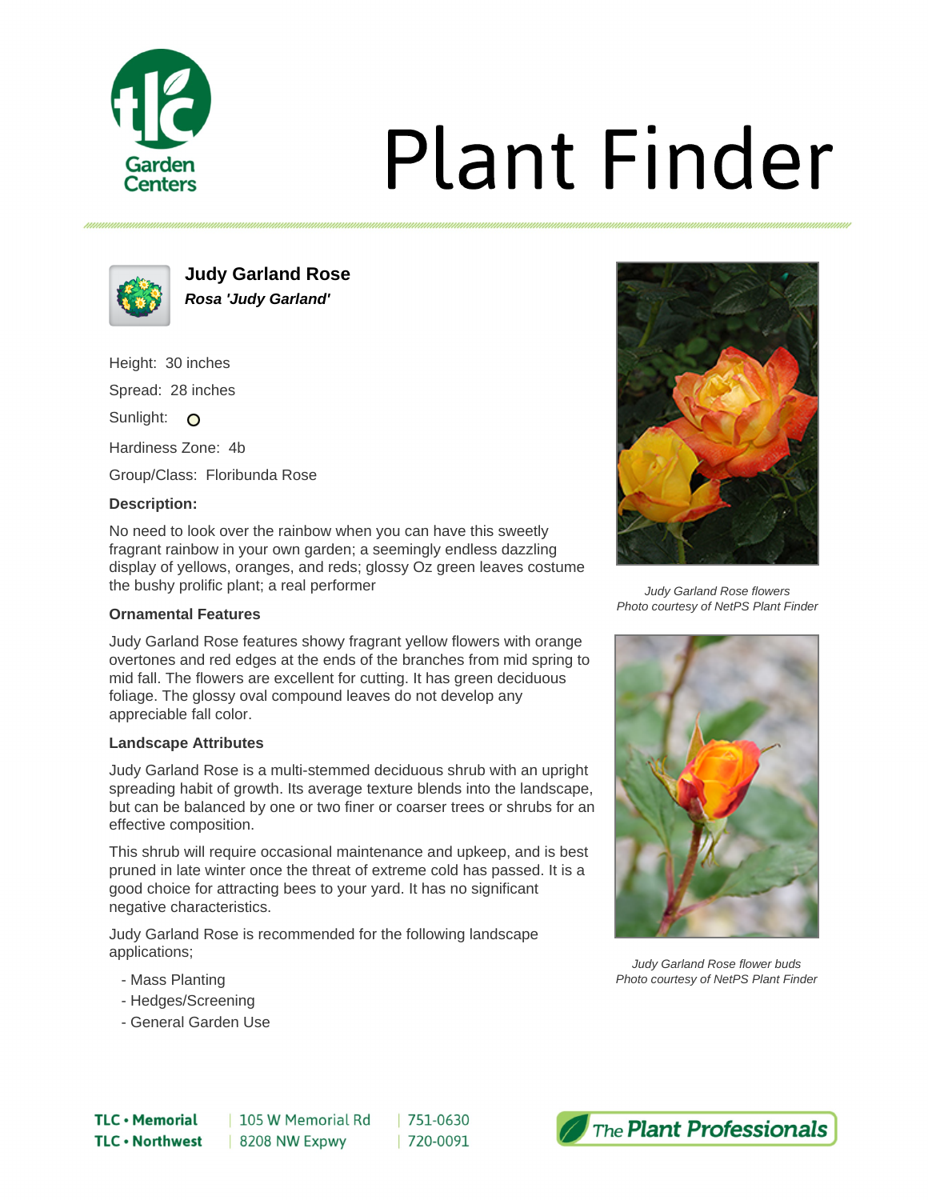# Plant Finder

## Judy Garland Rose

***Rosa 'Judy Garland'***

Height: 30 inches

Spread: 28 inches

Sunlight: O

Hardiness Zone: 4b

Group/Class: Floribunda Rose

### Description:

No need to look over the rainbow when you can have this sweetly fragrant rainbow in your own garden; a seemingly endless dazzling display of yellows, oranges, and reds; glossy Oz green leaves costume the bushy prolific plant; a real performer

### Ornamental Features

Judy Garland Rose features showy fragrant yellow flowers with orange overtones and red edges at the ends of the branches from mid spring to mid fall. The flowers are excellent for cutting. It has green deciduous foliage. The glossy oval compound leaves do not develop any appreciable fall color.

### Landscape Attributes

Judy Garland Rose is a multi-stemmed deciduous shrub with an upright spreading habit of growth. Its average texture blends into the landscape, but can be balanced by one or two finer or coarser trees or shrubs for an effective composition.

This shrub will require occasional maintenance and upkeep, and is best pruned in late winter once the threat of extreme cold has passed. It is a good choice for attracting bees to your yard. It has no significant negative characteristics.

Judy Garland Rose is recommended for the following landscape applications;

- Mass Planting
- Hedges/Screening
- General Garden Use

*Judy Garland Rose flowers*
*Photo courtesy of NetPS Plant Finder*

*Judy Garland Rose flower buds*
*Photo courtesy of NetPS Plant Finder*

**TLC • Memorial** | 105 W Memorial Rd | 751-0630
**TLC • Northwest** | 8208 NW Expwy | 720-0091

The Plant Professionals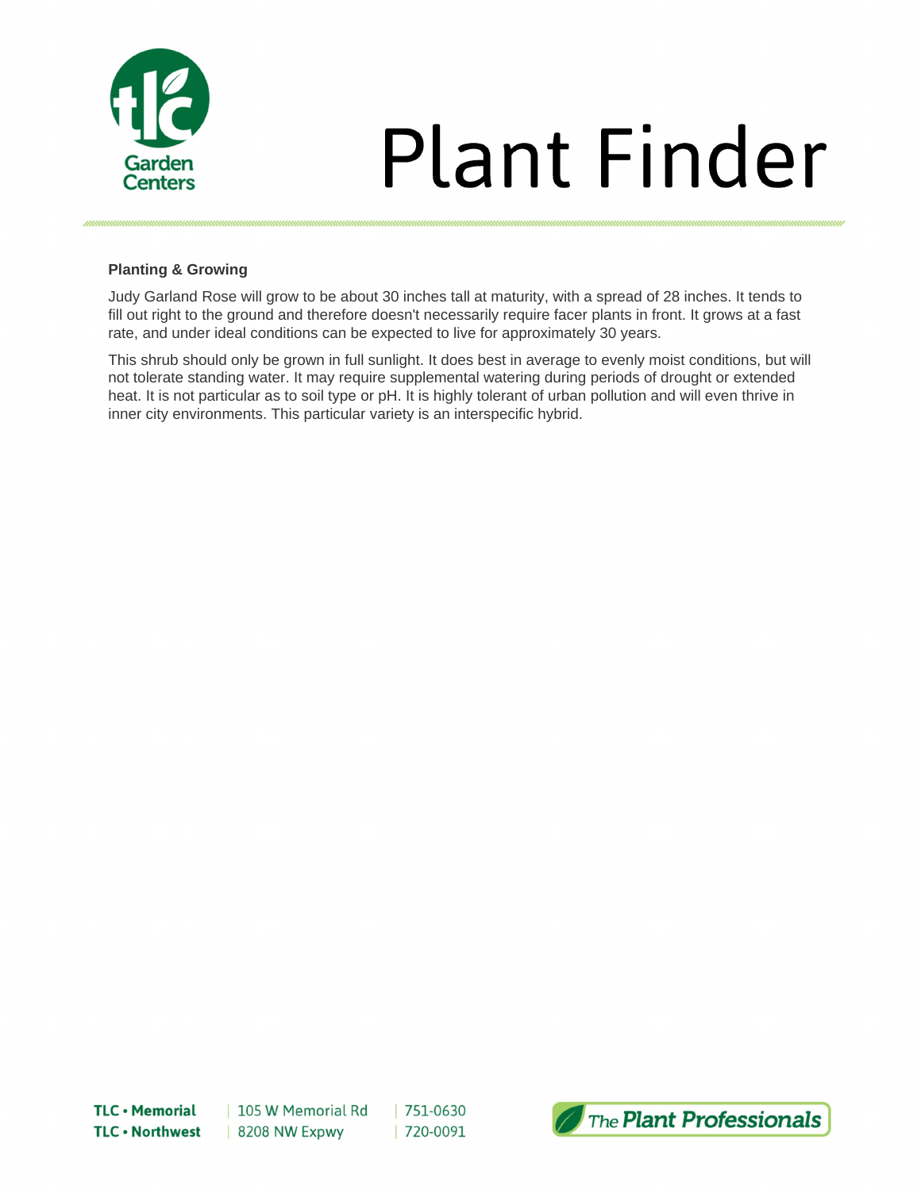**Planting & Growing**

Judy Garland Rose will grow to be about 30 inches tall at maturity, with a spread of 28 inches. It tends to fill out right to the ground and therefore doesn't necessarily require facer plants in front. It grows at a fast rate, and under ideal conditions can be expected to live for approximately 30 years.

This shrub should only be grown in full sunlight. It does best in average to evenly moist conditions, but will not tolerate standing water. It may require supplemental watering during periods of drought or extended heat. It is not particular as to soil type or pH. It is highly tolerant of urban pollution and will even thrive in inner city environments. This particular variety is an interspecific hybrid.